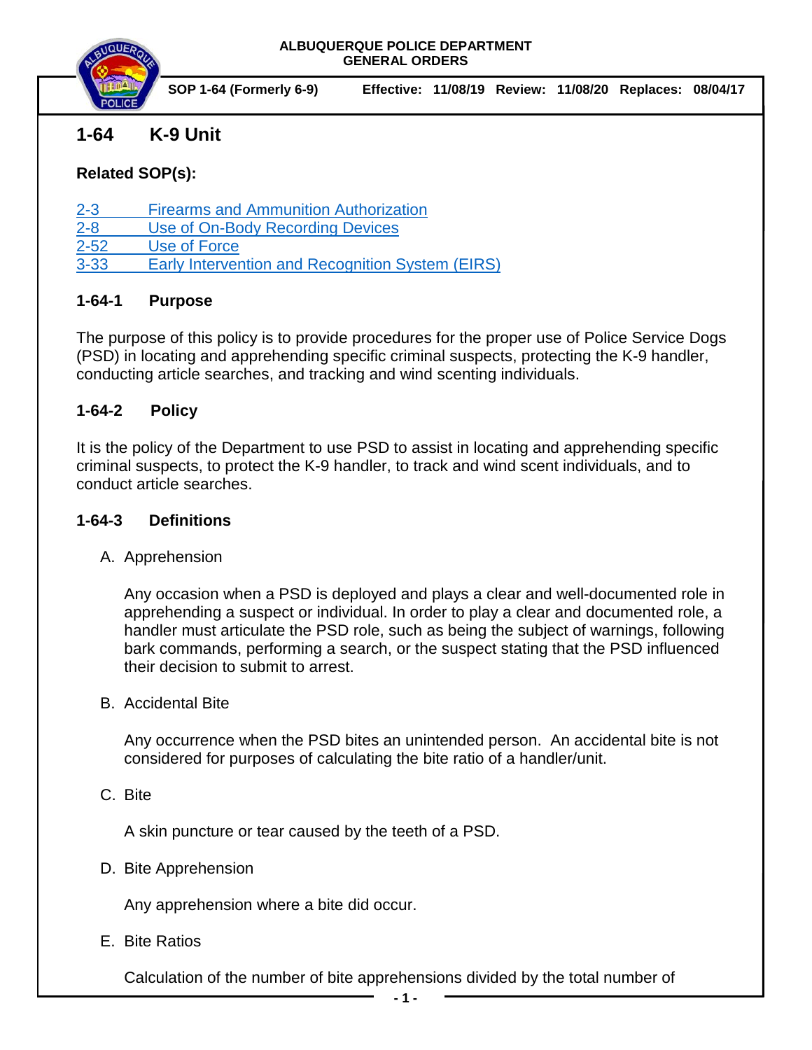ALBUQUERQUE POLICE DEPARTMENT
GENERAL ORDERS

**SOP 1-64 (Formerly 6-9)** **Effective: 11/08/19 Review: 11/08/20 Replaces: 08/04/17**

# 1-64 K-9 Unit

**Related SOP(s):**

2-3 Firearms and Ammunition Authorization
2-8 Use of On-Body Recording Devices
2-52 Use of Force
3-33 Early Intervention and Recognition System (EIRS)

## 1-64-1 Purpose

The purpose of this policy is to provide procedures for the proper use of Police Service Dogs (PSD) in locating and apprehending specific criminal suspects, protecting the K-9 handler, conducting article searches, and tracking and wind scenting individuals.

## 1-64-2 Policy

It is the policy of the Department to use PSD to assist in locating and apprehending specific criminal suspects, to protect the K-9 handler, to track and wind scent individuals, and to conduct article searches.

## 1-64-3 Definitions

A. Apprehension

Any occasion when a PSD is deployed and plays a clear and well-documented role in apprehending a suspect or individual. In order to play a clear and documented role, a handler must articulate the PSD role, such as being the subject of warnings, following bark commands, performing a search, or the suspect stating that the PSD influenced their decision to submit to arrest.

B. Accidental Bite

Any occurrence when the PSD bites an unintended person. An accidental bite is not considered for purposes of calculating the bite ratio of a handler/unit.

C. Bite

A skin puncture or tear caused by the teeth of a PSD.

D. Bite Apprehension

Any apprehension where a bite did occur.

E. Bite Ratios

Calculation of the number of bite apprehensions divided by the total number of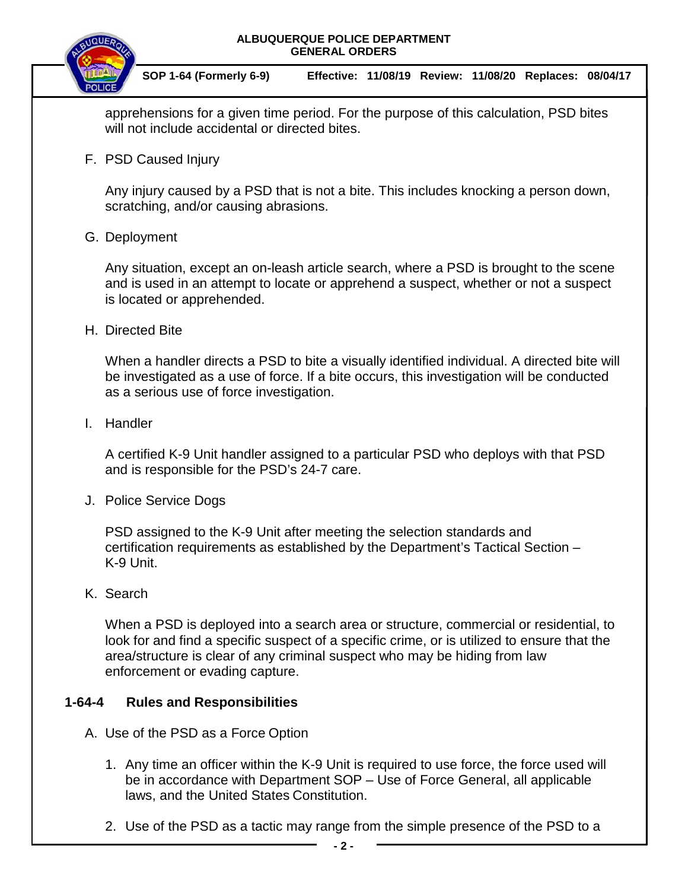apprehensions for a given time period. For the purpose of this calculation, PSD bites will not include accidental or directed bites.

F. PSD Caused Injury

Any injury caused by a PSD that is not a bite. This includes knocking a person down, scratching, and/or causing abrasions.

G. Deployment

Any situation, except an on-leash article search, where a PSD is brought to the scene and is used in an attempt to locate or apprehend a suspect, whether or not a suspect is located or apprehended.

H. Directed Bite

When a handler directs a PSD to bite a visually identified individual. A directed bite will be investigated as a use of force. If a bite occurs, this investigation will be conducted as a serious use of force investigation.

I. Handler

A certified K-9 Unit handler assigned to a particular PSD who deploys with that PSD and is responsible for the PSD's 24-7 care.

J. Police Service Dogs

PSD assigned to the K-9 Unit after meeting the selection standards and certification requirements as established by the Department's Tactical Section – K-9 Unit.

K. Search

When a PSD is deployed into a search area or structure, commercial or residential, to look for and find a specific suspect of a specific crime, or is utilized to ensure that the area/structure is clear of any criminal suspect who may be hiding from law enforcement or evading capture.

## 1-64-4 Rules and Responsibilities

A. Use of the PSD as a Force Option

1. Any time an officer within the K-9 Unit is required to use force, the force used will be in accordance with Department SOP – Use of Force General, all applicable laws, and the United States Constitution.

2. Use of the PSD as a tactic may range from the simple presence of the PSD to a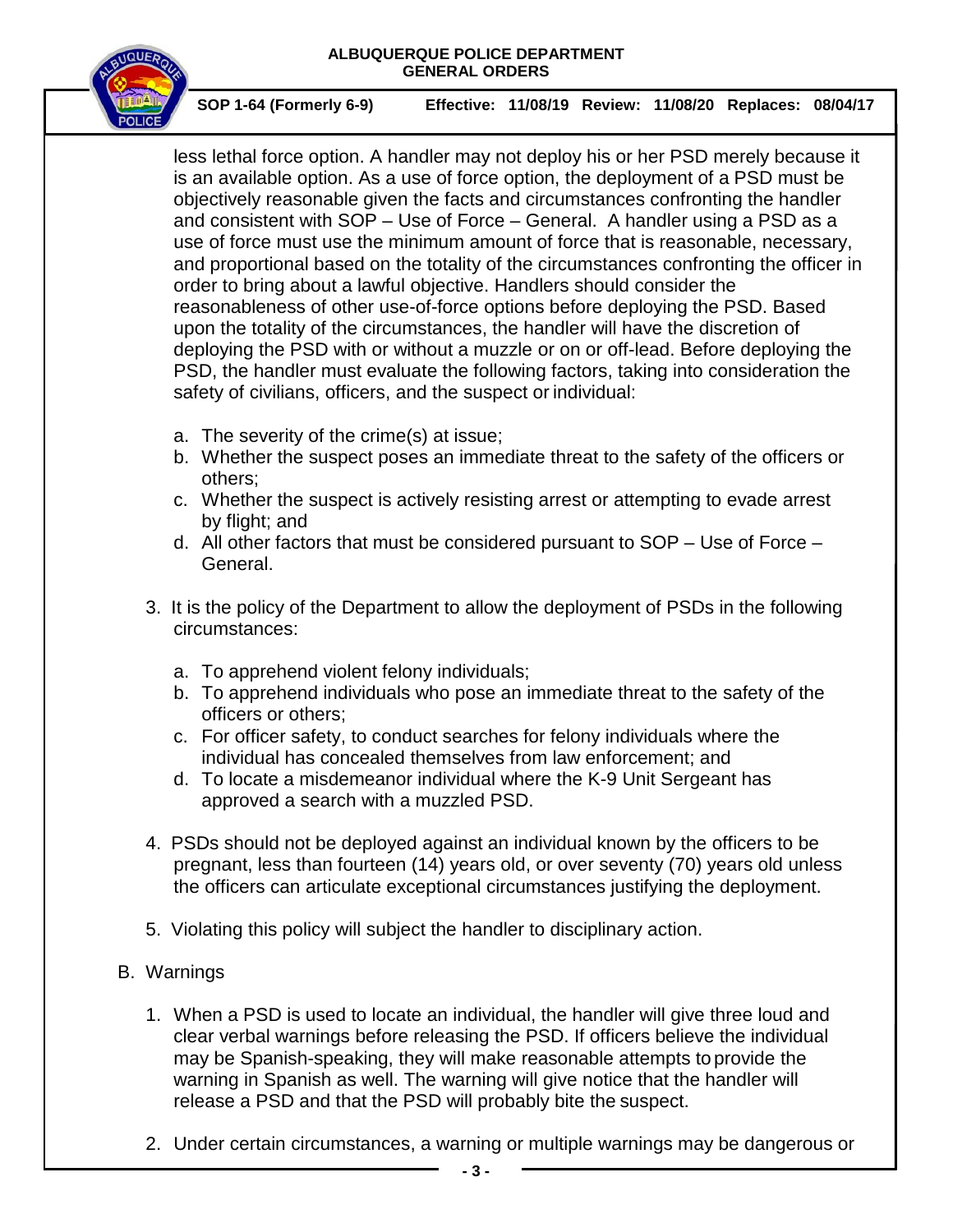less lethal force option. A handler may not deploy his or her PSD merely because it is an available option. As a use of force option, the deployment of a PSD must be objectively reasonable given the facts and circumstances confronting the handler and consistent with SOP – Use of Force – General. A handler using a PSD as a use of force must use the minimum amount of force that is reasonable, necessary, and proportional based on the totality of the circumstances confronting the officer in order to bring about a lawful objective. Handlers should consider the reasonableness of other use-of-force options before deploying the PSD. Based upon the totality of the circumstances, the handler will have the discretion of deploying the PSD with or without a muzzle or on or off-lead. Before deploying the PSD, the handler must evaluate the following factors, taking into consideration the safety of civilians, officers, and the suspect or individual:

   a. The severity of the crime(s) at issue;
   b. Whether the suspect poses an immediate threat to the safety of the officers or others;
   c. Whether the suspect is actively resisting arrest or attempting to evade arrest by flight; and
   d. All other factors that must be considered pursuant to SOP – Use of Force – General.

3. It is the policy of the Department to allow the deployment of PSDs in the following circumstances:

   a. To apprehend violent felony individuals;
   b. To apprehend individuals who pose an immediate threat to the safety of the officers or others;
   c. For officer safety, to conduct searches for felony individuals where the individual has concealed themselves from law enforcement; and
   d. To locate a misdemeanor individual where the K-9 Unit Sergeant has approved a search with a muzzled PSD.

4. PSDs should not be deployed against an individual known by the officers to be pregnant, less than fourteen (14) years old, or over seventy (70) years old unless the officers can articulate exceptional circumstances justifying the deployment.

5. Violating this policy will subject the handler to disciplinary action.

B. Warnings

1. When a PSD is used to locate an individual, the handler will give three loud and clear verbal warnings before releasing the PSD. If officers believe the individual may be Spanish-speaking, they will make reasonable attempts to provide the warning in Spanish as well. The warning will give notice that the handler will release a PSD and that the PSD will probably bite the suspect.

2. Under certain circumstances, a warning or multiple warnings may be dangerous or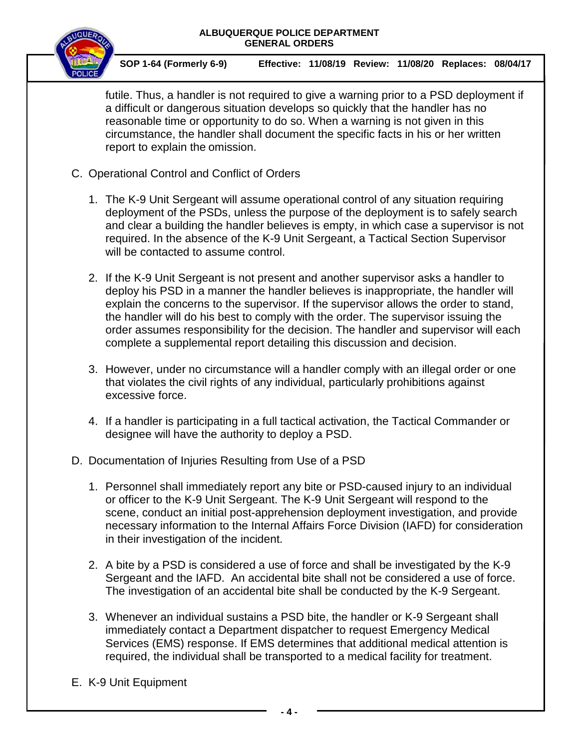futile. Thus, a handler is not required to give a warning prior to a PSD deployment if a difficult or dangerous situation develops so quickly that the handler has no reasonable time or opportunity to do so. When a warning is not given in this circumstance, the handler shall document the specific facts in his or her written report to explain the omission.

C. Operational Control and Conflict of Orders

1. The K-9 Unit Sergeant will assume operational control of any situation requiring deployment of the PSDs, unless the purpose of the deployment is to safely search and clear a building the handler believes is empty, in which case a supervisor is not required. In the absence of the K-9 Unit Sergeant, a Tactical Section Supervisor will be contacted to assume control.

2. If the K-9 Unit Sergeant is not present and another supervisor asks a handler to deploy his PSD in a manner the handler believes is inappropriate, the handler will explain the concerns to the supervisor. If the supervisor allows the order to stand, the handler will do his best to comply with the order. The supervisor issuing the order assumes responsibility for the decision. The handler and supervisor will each complete a supplemental report detailing this discussion and decision.

3. However, under no circumstance will a handler comply with an illegal order or one that violates the civil rights of any individual, particularly prohibitions against excessive force.

4. If a handler is participating in a full tactical activation, the Tactical Commander or designee will have the authority to deploy a PSD.

D. Documentation of Injuries Resulting from Use of a PSD

1. Personnel shall immediately report any bite or PSD-caused injury to an individual or officer to the K-9 Unit Sergeant. The K-9 Unit Sergeant will respond to the scene, conduct an initial post-apprehension deployment investigation, and provide necessary information to the Internal Affairs Force Division (IAFD) for consideration in their investigation of the incident.

2. A bite by a PSD is considered a use of force and shall be investigated by the K-9 Sergeant and the IAFD. An accidental bite shall not be considered a use of force. The investigation of an accidental bite shall be conducted by the K-9 Sergeant.

3. Whenever an individual sustains a PSD bite, the handler or K-9 Sergeant shall immediately contact a Department dispatcher to request Emergency Medical Services (EMS) response. If EMS determines that additional medical attention is required, the individual shall be transported to a medical facility for treatment.

E. K-9 Unit Equipment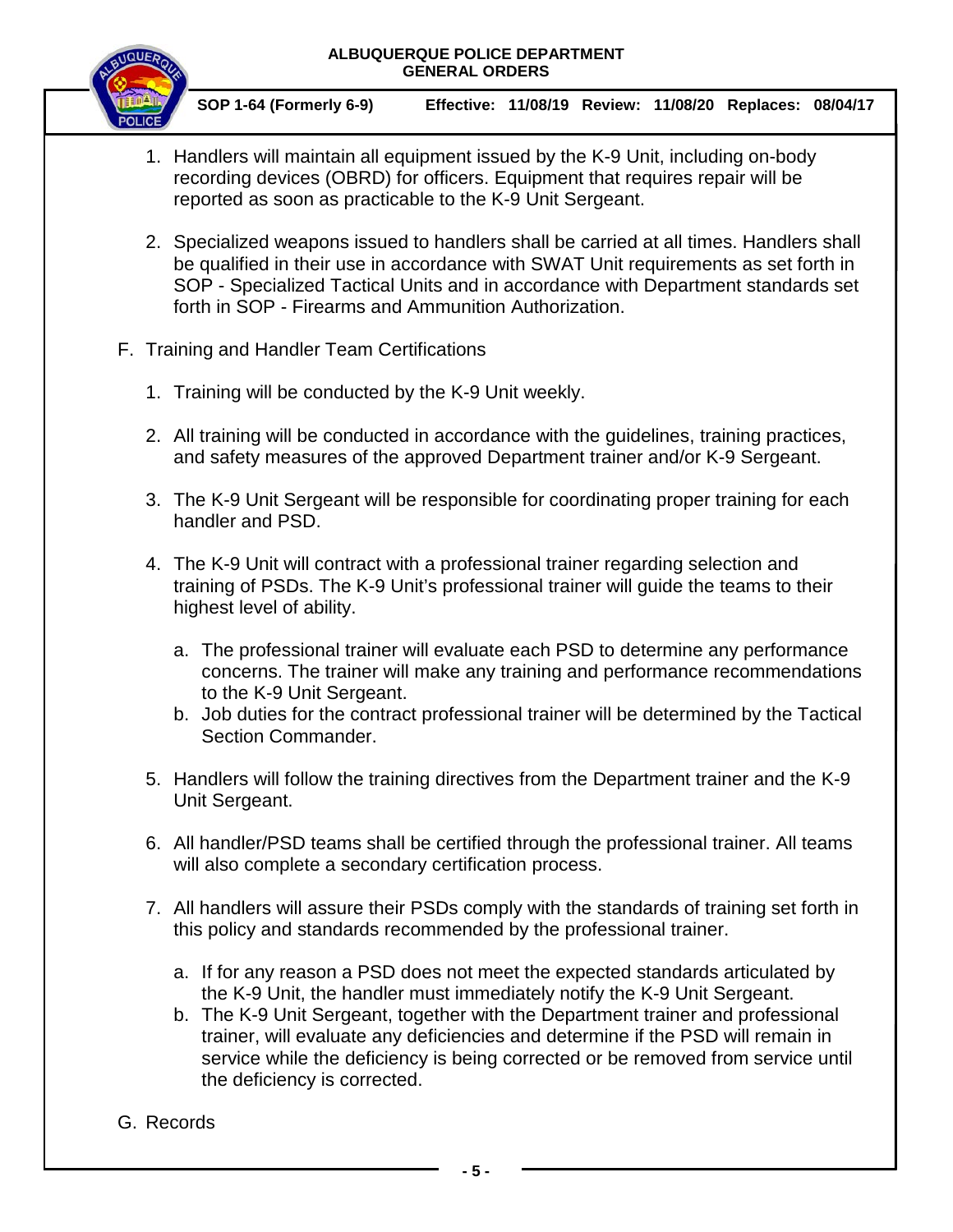1. Handlers will maintain all equipment issued by the K-9 Unit, including on-body recording devices (OBRD) for officers. Equipment that requires repair will be reported as soon as practicable to the K-9 Unit Sergeant.

2. Specialized weapons issued to handlers shall be carried at all times. Handlers shall be qualified in their use in accordance with SWAT Unit requirements as set forth in SOP - Specialized Tactical Units and in accordance with Department standards set forth in SOP - Firearms and Ammunition Authorization.

F. Training and Handler Team Certifications

1. Training will be conducted by the K-9 Unit weekly.

2. All training will be conducted in accordance with the guidelines, training practices, and safety measures of the approved Department trainer and/or K-9 Sergeant.

3. The K-9 Unit Sergeant will be responsible for coordinating proper training for each handler and PSD.

4. The K-9 Unit will contract with a professional trainer regarding selection and training of PSDs. The K-9 Unit's professional trainer will guide the teams to their highest level of ability.

   a. The professional trainer will evaluate each PSD to determine any performance concerns. The trainer will make any training and performance recommendations to the K-9 Unit Sergeant.
   b. Job duties for the contract professional trainer will be determined by the Tactical Section Commander.

5. Handlers will follow the training directives from the Department trainer and the K-9 Unit Sergeant.

6. All handler/PSD teams shall be certified through the professional trainer. All teams will also complete a secondary certification process.

7. All handlers will assure their PSDs comply with the standards of training set forth in this policy and standards recommended by the professional trainer.

   a. If for any reason a PSD does not meet the expected standards articulated by the K-9 Unit, the handler must immediately notify the K-9 Unit Sergeant.
   b. The K-9 Unit Sergeant, together with the Department trainer and professional trainer, will evaluate any deficiencies and determine if the PSD will remain in service while the deficiency is being corrected or be removed from service until the deficiency is corrected.

G. Records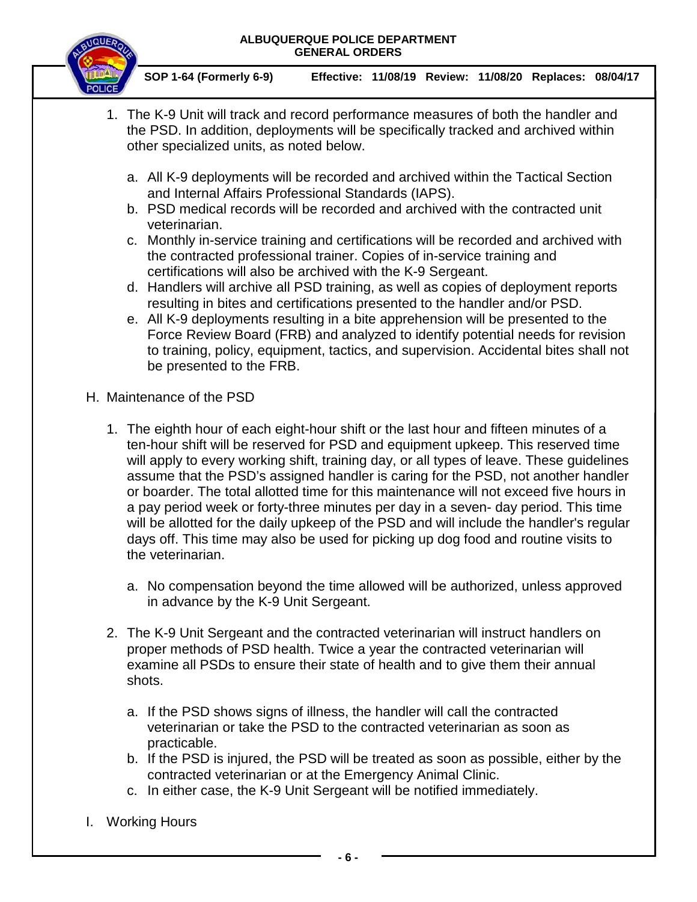1. The K-9 Unit will track and record performance measures of both the handler and the PSD. In addition, deployments will be specifically tracked and archived within other specialized units, as noted below.

    a. All K-9 deployments will be recorded and archived within the Tactical Section and Internal Affairs Professional Standards (IAPS).
    b. PSD medical records will be recorded and archived with the contracted unit veterinarian.
    c. Monthly in-service training and certifications will be recorded and archived with the contracted professional trainer. Copies of in-service training and certifications will also be archived with the K-9 Sergeant.
    d. Handlers will archive all PSD training, as well as copies of deployment reports resulting in bites and certifications presented to the handler and/or PSD.
    e. All K-9 deployments resulting in a bite apprehension will be presented to the Force Review Board (FRB) and analyzed to identify potential needs for revision to training, policy, equipment, tactics, and supervision. Accidental bites shall not be presented to the FRB.

H. Maintenance of the PSD

1. The eighth hour of each eight-hour shift or the last hour and fifteen minutes of a ten-hour shift will be reserved for PSD and equipment upkeep. This reserved time will apply to every working shift, training day, or all types of leave. These guidelines assume that the PSD's assigned handler is caring for the PSD, not another handler or boarder. The total allotted time for this maintenance will not exceed five hours in a pay period week or forty-three minutes per day in a seven- day period. This time will be allotted for the daily upkeep of the PSD and will include the handler's regular days off. This time may also be used for picking up dog food and routine visits to the veterinarian.

    a. No compensation beyond the time allowed will be authorized, unless approved in advance by the K-9 Unit Sergeant.

2. The K-9 Unit Sergeant and the contracted veterinarian will instruct handlers on proper methods of PSD health. Twice a year the contracted veterinarian will examine all PSDs to ensure their state of health and to give them their annual shots.

    a. If the PSD shows signs of illness, the handler will call the contracted veterinarian or take the PSD to the contracted veterinarian as soon as practicable.
    b. If the PSD is injured, the PSD will be treated as soon as possible, either by the contracted veterinarian or at the Emergency Animal Clinic.
    c. In either case, the K-9 Unit Sergeant will be notified immediately.

I. Working Hours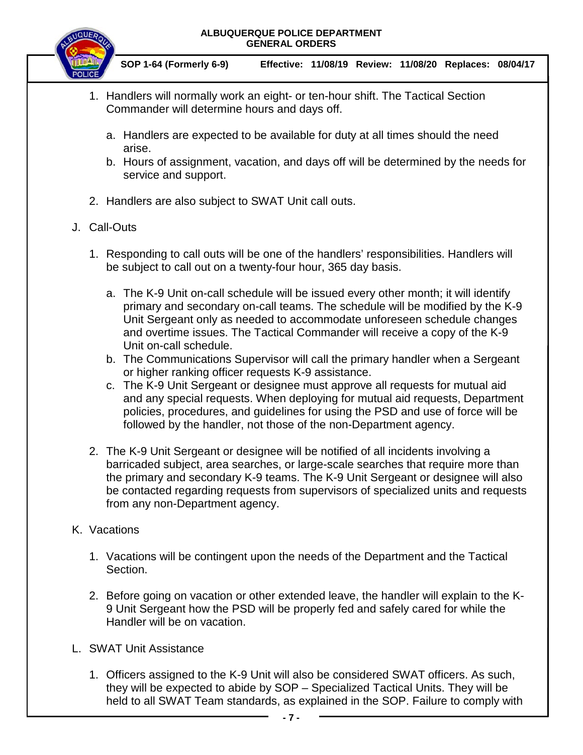1. Handlers will normally work an eight- or ten-hour shift. The Tactical Section Commander will determine hours and days off.

   a. Handlers are expected to be available for duty at all times should the need arise.
   b. Hours of assignment, vacation, and days off will be determined by the needs for service and support.

2. Handlers are also subject to SWAT Unit call outs.

J. Call-Outs

1. Responding to call outs will be one of the handlers' responsibilities. Handlers will be subject to call out on a twenty-four hour, 365 day basis.

   a. The K-9 Unit on-call schedule will be issued every other month; it will identify primary and secondary on-call teams. The schedule will be modified by the K-9 Unit Sergeant only as needed to accommodate unforeseen schedule changes and overtime issues. The Tactical Commander will receive a copy of the K-9 Unit on-call schedule.
   b. The Communications Supervisor will call the primary handler when a Sergeant or higher ranking officer requests K-9 assistance.
   c. The K-9 Unit Sergeant or designee must approve all requests for mutual aid and any special requests. When deploying for mutual aid requests, Department policies, procedures, and guidelines for using the PSD and use of force will be followed by the handler, not those of the non-Department agency.

2. The K-9 Unit Sergeant or designee will be notified of all incidents involving a barricaded subject, area searches, or large-scale searches that require more than the primary and secondary K-9 teams. The K-9 Unit Sergeant or designee will also be contacted regarding requests from supervisors of specialized units and requests from any non-Department agency.

K. Vacations

1. Vacations will be contingent upon the needs of the Department and the Tactical Section.

2. Before going on vacation or other extended leave, the handler will explain to the K-9 Unit Sergeant how the PSD will be properly fed and safely cared for while the Handler will be on vacation.

L. SWAT Unit Assistance

1. Officers assigned to the K-9 Unit will also be considered SWAT officers. As such, they will be expected to abide by SOP – Specialized Tactical Units. They will be held to all SWAT Team standards, as explained in the SOP. Failure to comply with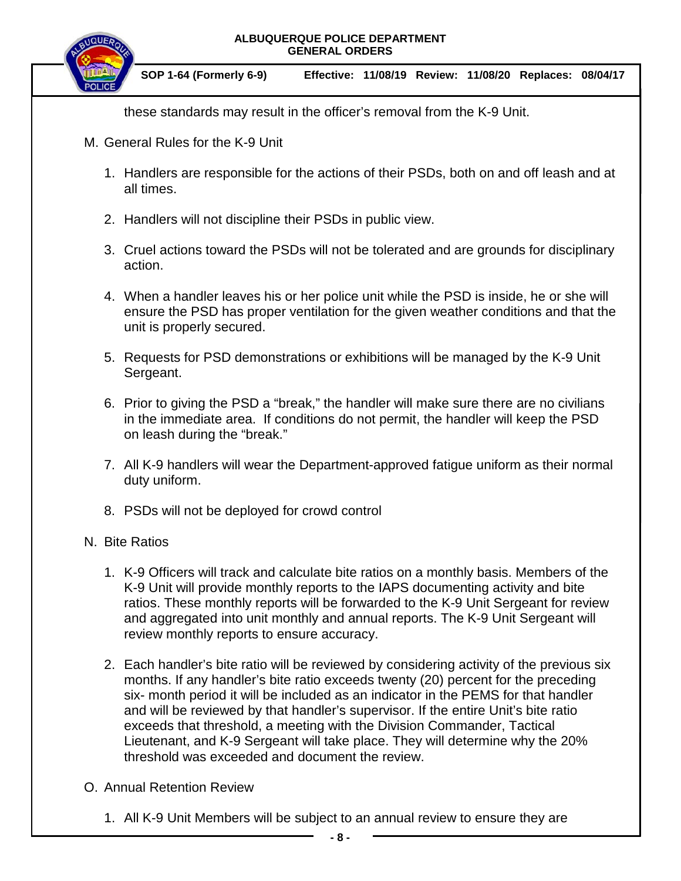these standards may result in the officer's removal from the K-9 Unit.

M. General Rules for the K-9 Unit

1. Handlers are responsible for the actions of their PSDs, both on and off leash and at all times.

2. Handlers will not discipline their PSDs in public view.

3. Cruel actions toward the PSDs will not be tolerated and are grounds for disciplinary action.

4. When a handler leaves his or her police unit while the PSD is inside, he or she will ensure the PSD has proper ventilation for the given weather conditions and that the unit is properly secured.

5. Requests for PSD demonstrations or exhibitions will be managed by the K-9 Unit Sergeant.

6. Prior to giving the PSD a "break," the handler will make sure there are no civilians in the immediate area. If conditions do not permit, the handler will keep the PSD on leash during the "break."

7. All K-9 handlers will wear the Department-approved fatigue uniform as their normal duty uniform.

8. PSDs will not be deployed for crowd control

N. Bite Ratios

1. K-9 Officers will track and calculate bite ratios on a monthly basis. Members of the K-9 Unit will provide monthly reports to the IAPS documenting activity and bite ratios. These monthly reports will be forwarded to the K-9 Unit Sergeant for review and aggregated into unit monthly and annual reports. The K-9 Unit Sergeant will review monthly reports to ensure accuracy.

2. Each handler's bite ratio will be reviewed by considering activity of the previous six months. If any handler's bite ratio exceeds twenty (20) percent for the preceding six- month period it will be included as an indicator in the PEMS for that handler and will be reviewed by that handler's supervisor. If the entire Unit's bite ratio exceeds that threshold, a meeting with the Division Commander, Tactical Lieutenant, and K-9 Sergeant will take place. They will determine why the 20% threshold was exceeded and document the review.

O. Annual Retention Review

1. All K-9 Unit Members will be subject to an annual review to ensure they are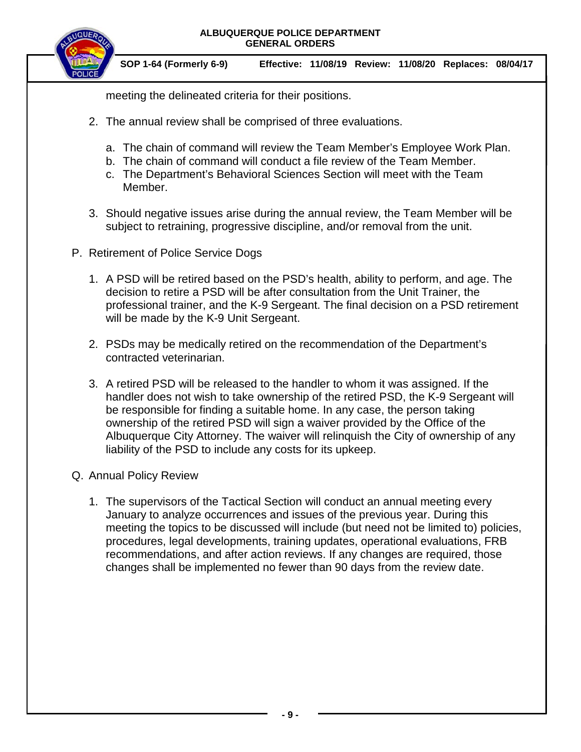meeting the delineated criteria for their positions.

2. The annual review shall be comprised of three evaluations.

   a. The chain of command will review the Team Member's Employee Work Plan.
   b. The chain of command will conduct a file review of the Team Member.
   c. The Department's Behavioral Sciences Section will meet with the Team Member.

3. Should negative issues arise during the annual review, the Team Member will be subject to retraining, progressive discipline, and/or removal from the unit.

P. Retirement of Police Service Dogs

1. A PSD will be retired based on the PSD's health, ability to perform, and age. The decision to retire a PSD will be after consultation from the Unit Trainer, the professional trainer, and the K-9 Sergeant. The final decision on a PSD retirement will be made by the K-9 Unit Sergeant.

2. PSDs may be medically retired on the recommendation of the Department's contracted veterinarian.

3. A retired PSD will be released to the handler to whom it was assigned. If the handler does not wish to take ownership of the retired PSD, the K-9 Sergeant will be responsible for finding a suitable home. In any case, the person taking ownership of the retired PSD will sign a waiver provided by the Office of the Albuquerque City Attorney. The waiver will relinquish the City of ownership of any liability of the PSD to include any costs for its upkeep.

Q. Annual Policy Review

1. The supervisors of the Tactical Section will conduct an annual meeting every January to analyze occurrences and issues of the previous year. During this meeting the topics to be discussed will include (but need not be limited to) policies, procedures, legal developments, training updates, operational evaluations, FRB recommendations, and after action reviews. If any changes are required, those changes shall be implemented no fewer than 90 days from the review date.